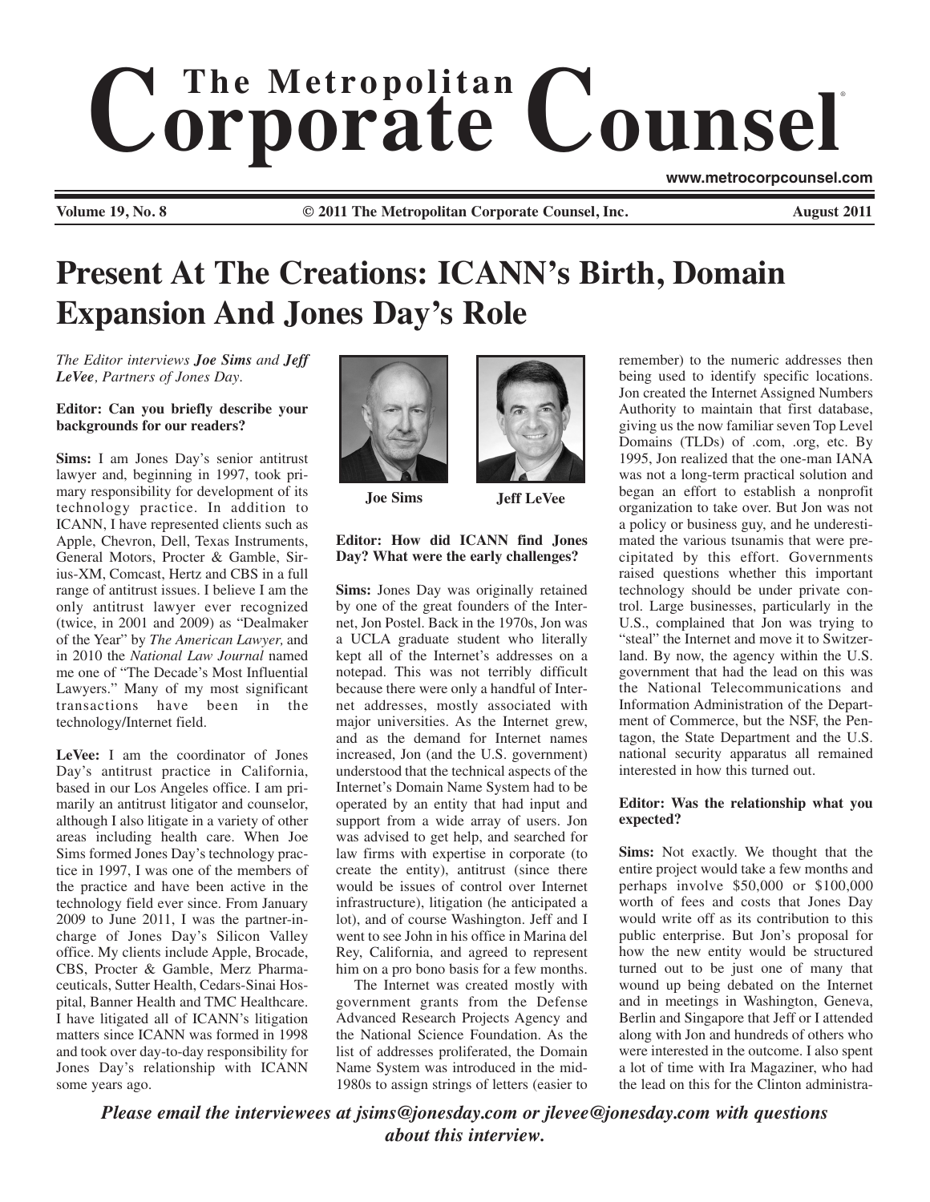# The Metropolitan Corporate Counsel

www.metrocorpcounsel.com

Volume 19, No. 8 — © 2011 The Metropolitan Corporate Counsel, Inc. — August 2011

## Present At The Creations: ICANN's Birth, Domain Expansion And Jones Day's Role

*The Editor interviews **Joe Sims** and **Jeff LeVee**, Partners of Jones Day.*

Joe Sims — Jeff LeVee

**Editor: Can you briefly describe your backgrounds for our readers?**

**Sims:** I am Jones Day's senior antitrust lawyer and, beginning in 1997, took primary responsibility for development of its technology practice. In addition to ICANN, I have represented clients such as Apple, Chevron, Dell, Texas Instruments, General Motors, Procter & Gamble, Sirius-XM, Comcast, Hertz and CBS in a full range of antitrust issues. I believe I am the only antitrust lawyer ever recognized (twice, in 2001 and 2009) as "Dealmaker of the Year" by *The American Lawyer,* and in 2010 the *National Law Journal* named me one of "The Decade's Most Influential Lawyers." Many of my most significant transactions have been in the technology/Internet field.

**LeVee:** I am the coordinator of Jones Day's antitrust practice in California, based in our Los Angeles office. I am primarily an antitrust litigator and counselor, although I also litigate in a variety of other areas including health care. When Joe Sims formed Jones Day's technology practice in 1997, I was one of the members of the practice and have been active in the technology field ever since. From January 2009 to June 2011, I was the partner-in-charge of Jones Day's Silicon Valley office. My clients include Apple, Brocade, CBS, Procter & Gamble, Merz Pharmaceuticals, Sutter Health, Cedars-Sinai Hospital, Banner Health and TMC Healthcare. I have litigated all of ICANN's litigation matters since ICANN was formed in 1998 and took over day-to-day responsibility for Jones Day's relationship with ICANN some years ago.

**Editor: How did ICANN find Jones Day? What were the early challenges?**

**Sims:** Jones Day was originally retained by one of the great founders of the Internet, Jon Postel. Back in the 1970s, Jon was a UCLA graduate student who literally kept all of the Internet's addresses on a notepad. This was not terribly difficult because there were only a handful of Internet addresses, mostly associated with major universities. As the Internet grew, and as the demand for Internet names increased, Jon (and the U.S. government) understood that the technical aspects of the Internet's Domain Name System had to be operated by an entity that had input and support from a wide array of users. Jon was advised to get help, and searched for law firms with expertise in corporate (to create the entity), antitrust (since there would be issues of control over Internet infrastructure), litigation (he anticipated a lot), and of course Washington. Jeff and I went to see John in his office in Marina del Rey, California, and agreed to represent him on a pro bono basis for a few months.

The Internet was created mostly with government grants from the Defense Advanced Research Projects Agency and the National Science Foundation. As the list of addresses proliferated, the Domain Name System was introduced in the mid-1980s to assign strings of letters (easier to remember) to the numeric addresses then being used to identify specific locations. Jon created the Internet Assigned Numbers Authority to maintain that first database, giving us the now familiar seven Top Level Domains (TLDs) of .com, .org, etc. By 1995, Jon realized that the one-man IANA was not a long-term practical solution and began an effort to establish a nonprofit organization to take over. But Jon was not a policy or business guy, and he underestimated the various tsunamis that were precipitated by this effort. Governments raised questions whether this important technology should be under private control. Large businesses, particularly in the U.S., complained that Jon was trying to "steal" the Internet and move it to Switzerland. By now, the agency within the U.S. government that had the lead on this was the National Telecommunications and Information Administration of the Department of Commerce, but the NSF, the Pentagon, the State Department and the U.S. national security apparatus all remained interested in how this turned out.

**Editor: Was the relationship what you expected?**

**Sims:** Not exactly. We thought that the entire project would take a few months and perhaps involve $50,000 or $100,000 worth of fees and costs that Jones Day would write off as its contribution to this public enterprise. But Jon's proposal for how the new entity would be structured turned out to be just one of many that wound up being debated on the Internet and in meetings in Washington, Geneva, Berlin and Singapore that Jeff or I attended along with Jon and hundreds of others who were interested in the outcome. I also spent a lot of time with Ira Magaziner, who had the lead on this for the Clinton administra-

***Please email the interviewees at jsims@jonesday.com or jlevee@jonesday.com with questions about this interview.***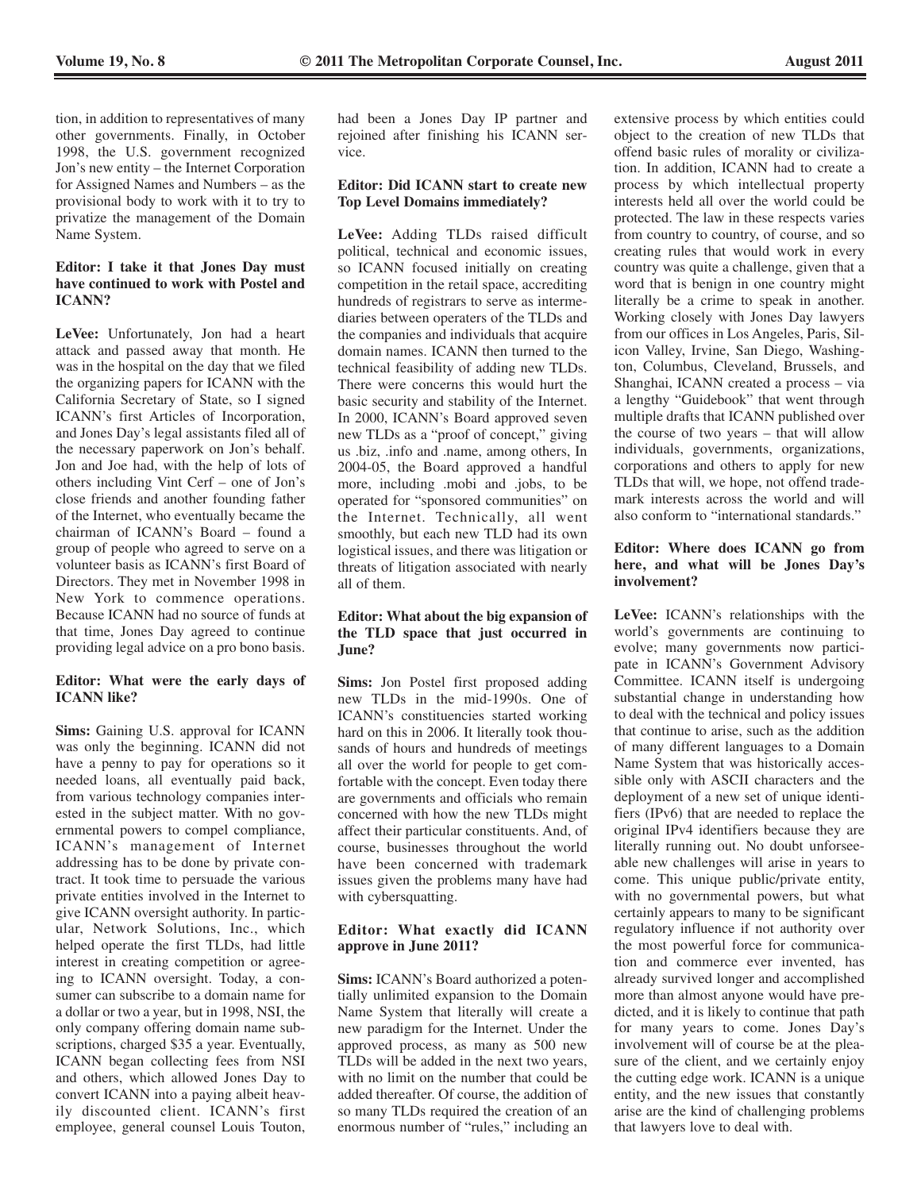tion, in addition to representatives of many other governments. Finally, in October 1998, the U.S. government recognized Jon's new entity – the Internet Corporation for Assigned Names and Numbers – as the provisional body to work with it to try to privatize the management of the Domain Name System.

**Editor: I take it that Jones Day must have continued to work with Postel and ICANN?**

**LeVee:** Unfortunately, Jon had a heart attack and passed away that month. He was in the hospital on the day that we filed the organizing papers for ICANN with the California Secretary of State, so I signed ICANN's first Articles of Incorporation, and Jones Day's legal assistants filed all of the necessary paperwork on Jon's behalf. Jon and Joe had, with the help of lots of others including Vint Cerf – one of Jon's close friends and another founding father of the Internet, who eventually became the chairman of ICANN's Board – found a group of people who agreed to serve on a volunteer basis as ICANN's first Board of Directors. They met in November 1998 in New York to commence operations. Because ICANN had no source of funds at that time, Jones Day agreed to continue providing legal advice on a pro bono basis.

**Editor: What were the early days of ICANN like?**

**Sims:** Gaining U.S. approval for ICANN was only the beginning. ICANN did not have a penny to pay for operations so it needed loans, all eventually paid back, from various technology companies interested in the subject matter. With no governmental powers to compel compliance, ICANN's management of Internet addressing has to be done by private contract. It took time to persuade the various private entities involved in the Internet to give ICANN oversight authority. In particular, Network Solutions, Inc., which helped operate the first TLDs, had little interest in creating competition or agreeing to ICANN oversight. Today, a consumer can subscribe to a domain name for a dollar or two a year, but in 1998, NSI, the only company offering domain name subscriptions, charged $35 a year. Eventually, ICANN began collecting fees from NSI and others, which allowed Jones Day to convert ICANN into a paying albeit heavily discounted client. ICANN's first employee, general counsel Louis Touton, had been a Jones Day IP partner and rejoined after finishing his ICANN service.

**Editor: Did ICANN start to create new Top Level Domains immediately?**

**LeVee:** Adding TLDs raised difficult political, technical and economic issues, so ICANN focused initially on creating competition in the retail space, accrediting hundreds of registrars to serve as intermediaries between operaters of the TLDs and the companies and individuals that acquire domain names. ICANN then turned to the technical feasibility of adding new TLDs. There were concerns this would hurt the basic security and stability of the Internet. In 2000, ICANN's Board approved seven new TLDs as a "proof of concept," giving us .biz, .info and .name, among others, In 2004-05, the Board approved a handful more, including .mobi and .jobs, to be operated for "sponsored communities" on the Internet. Technically, all went smoothly, but each new TLD had its own logistical issues, and there was litigation or threats of litigation associated with nearly all of them.

**Editor: What about the big expansion of the TLD space that just occurred in June?**

**Sims:** Jon Postel first proposed adding new TLDs in the mid-1990s. One of ICANN's constituencies started working hard on this in 2006. It literally took thousands of hours and hundreds of meetings all over the world for people to get comfortable with the concept. Even today there are governments and officials who remain concerned with how the new TLDs might affect their particular constituents. And, of course, businesses throughout the world have been concerned with trademark issues given the problems many have had with cybersquatting.

**Editor: What exactly did ICANN approve in June 2011?**

**Sims:** ICANN's Board authorized a potentially unlimited expansion to the Domain Name System that literally will create a new paradigm for the Internet. Under the approved process, as many as 500 new TLDs will be added in the next two years, with no limit on the number that could be added thereafter. Of course, the addition of so many TLDs required the creation of an enormous number of "rules," including an extensive process by which entities could object to the creation of new TLDs that offend basic rules of morality or civilization. In addition, ICANN had to create a process by which intellectual property interests held all over the world could be protected. The law in these respects varies from country to country, of course, and so creating rules that would work in every country was quite a challenge, given that a word that is benign in one country might literally be a crime to speak in another. Working closely with Jones Day lawyers from our offices in Los Angeles, Paris, Silicon Valley, Irvine, San Diego, Washington, Columbus, Cleveland, Brussels, and Shanghai, ICANN created a process – via a lengthy "Guidebook" that went through multiple drafts that ICANN published over the course of two years – that will allow individuals, governments, organizations, corporations and others to apply for new TLDs that will, we hope, not offend trademark interests across the world and will also conform to "international standards."

**Editor: Where does ICANN go from here, and what will be Jones Day's involvement?**

**LeVee:** ICANN's relationships with the world's governments are continuing to evolve; many governments now participate in ICANN's Government Advisory Committee. ICANN itself is undergoing substantial change in understanding how to deal with the technical and policy issues that continue to arise, such as the addition of many different languages to a Domain Name System that was historically accessible only with ASCII characters and the deployment of a new set of unique identifiers (IPv6) that are needed to replace the original IPv4 identifiers because they are literally running out. No doubt unforseeable new challenges will arise in years to come. This unique public/private entity, with no governmental powers, but what certainly appears to many to be significant regulatory influence if not authority over the most powerful force for communication and commerce ever invented, has already survived longer and accomplished more than almost anyone would have predicted, and it is likely to continue that path for many years to come. Jones Day's involvement will of course be at the pleasure of the client, and we certainly enjoy the cutting edge work. ICANN is a unique entity, and the new issues that constantly arise are the kind of challenging problems that lawyers love to deal with.